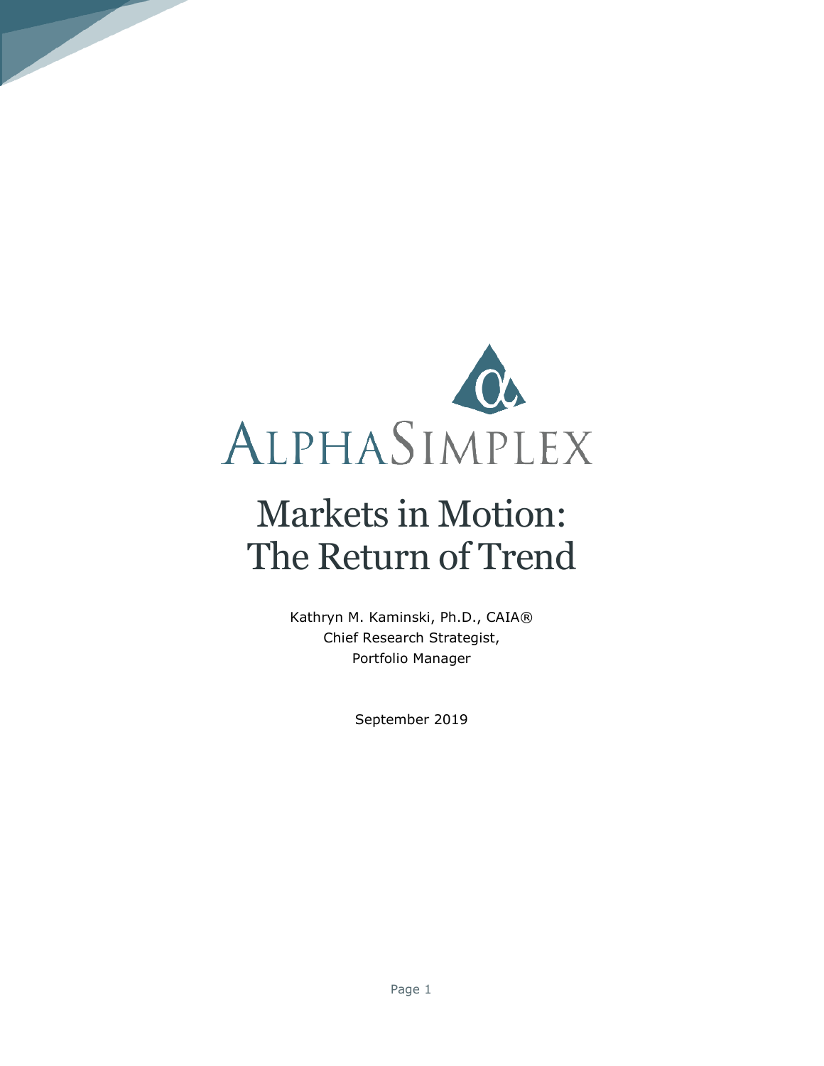ALPHASIMPLEX

# Markets in Motion: The Return of Trend

Kathryn M. Kaminski, Ph.D., CAIA®
Chief Research Strategist,
Portfolio Manager

September 2019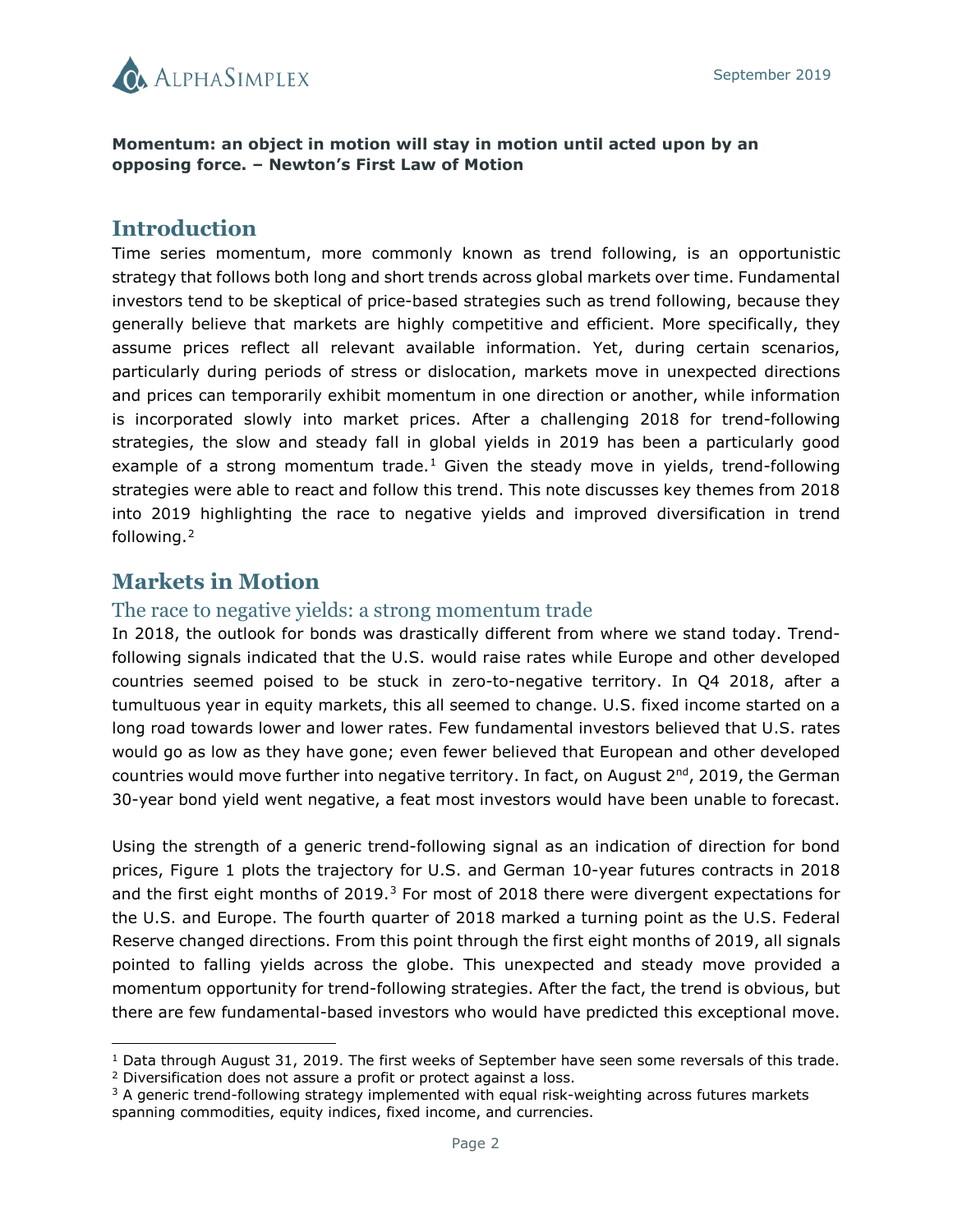**Momentum: an object in motion will stay in motion until acted upon by an opposing force. – Newton's First Law of Motion**

## Introduction

Time series momentum, more commonly known as trend following, is an opportunistic strategy that follows both long and short trends across global markets over time. Fundamental investors tend to be skeptical of price-based strategies such as trend following, because they generally believe that markets are highly competitive and efficient. More specifically, they assume prices reflect all relevant available information. Yet, during certain scenarios, particularly during periods of stress or dislocation, markets move in unexpected directions and prices can temporarily exhibit momentum in one direction or another, while information is incorporated slowly into market prices. After a challenging 2018 for trend-following strategies, the slow and steady fall in global yields in 2019 has been a particularly good example of a strong momentum trade.[1] Given the steady move in yields, trend-following strategies were able to react and follow this trend. This note discusses key themes from 2018 into 2019 highlighting the race to negative yields and improved diversification in trend following.[2]

## Markets in Motion

### The race to negative yields: a strong momentum trade

In 2018, the outlook for bonds was drastically different from where we stand today. Trend-following signals indicated that the U.S. would raise rates while Europe and other developed countries seemed poised to be stuck in zero-to-negative territory. In Q4 2018, after a tumultuous year in equity markets, this all seemed to change. U.S. fixed income started on a long road towards lower and lower rates. Few fundamental investors believed that U.S. rates would go as low as they have gone; even fewer believed that European and other developed countries would move further into negative territory. In fact, on August 2nd, 2019, the German 30-year bond yield went negative, a feat most investors would have been unable to forecast.

Using the strength of a generic trend-following signal as an indication of direction for bond prices, Figure 1 plots the trajectory for U.S. and German 10-year futures contracts in 2018 and the first eight months of 2019.[3] For most of 2018 there were divergent expectations for the U.S. and Europe. The fourth quarter of 2018 marked a turning point as the U.S. Federal Reserve changed directions. From this point through the first eight months of 2019, all signals pointed to falling yields across the globe. This unexpected and steady move provided a momentum opportunity for trend-following strategies. After the fact, the trend is obvious, but there are few fundamental-based investors who would have predicted this exceptional move.

---

[1] Data through August 31, 2019. The first weeks of September have seen some reversals of this trade.

[2] Diversification does not assure a profit or protect against a loss.

[3] A generic trend-following strategy implemented with equal risk-weighting across futures markets spanning commodities, equity indices, fixed income, and currencies.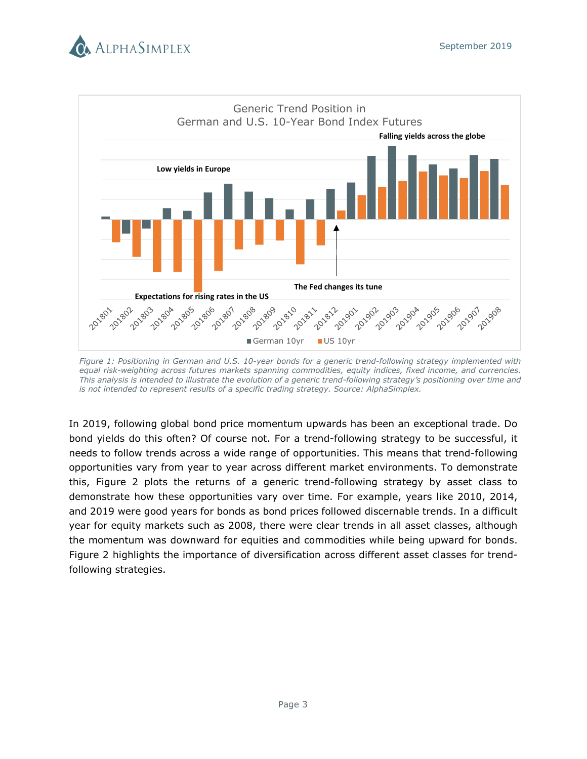Figure 1: Positioning in German and U.S. 10-year bonds for a generic trend-following strategy implemented with equal risk-weighting across futures markets spanning commodities, equity indices, fixed income, and currencies. This analysis is intended to illustrate the evolution of a generic trend-following strategy's positioning over time and is not intended to represent results of a specific trading strategy. Source: AlphaSimplex.

In 2019, following global bond price momentum upwards has been an exceptional trade. Do bond yields do this often? Of course not. For a trend-following strategy to be successful, it needs to follow trends across a wide range of opportunities. This means that trend-following opportunities vary from year to year across different market environments. To demonstrate this, Figure 2 plots the returns of a generic trend-following strategy by asset class to demonstrate how these opportunities vary over time. For example, years like 2010, 2014, and 2019 were good years for bonds as bond prices followed discernable trends. In a difficult year for equity markets such as 2008, there were clear trends in all asset classes, although the momentum was downward for equities and commodities while being upward for bonds. Figure 2 highlights the importance of diversification across different asset classes for trend-following strategies.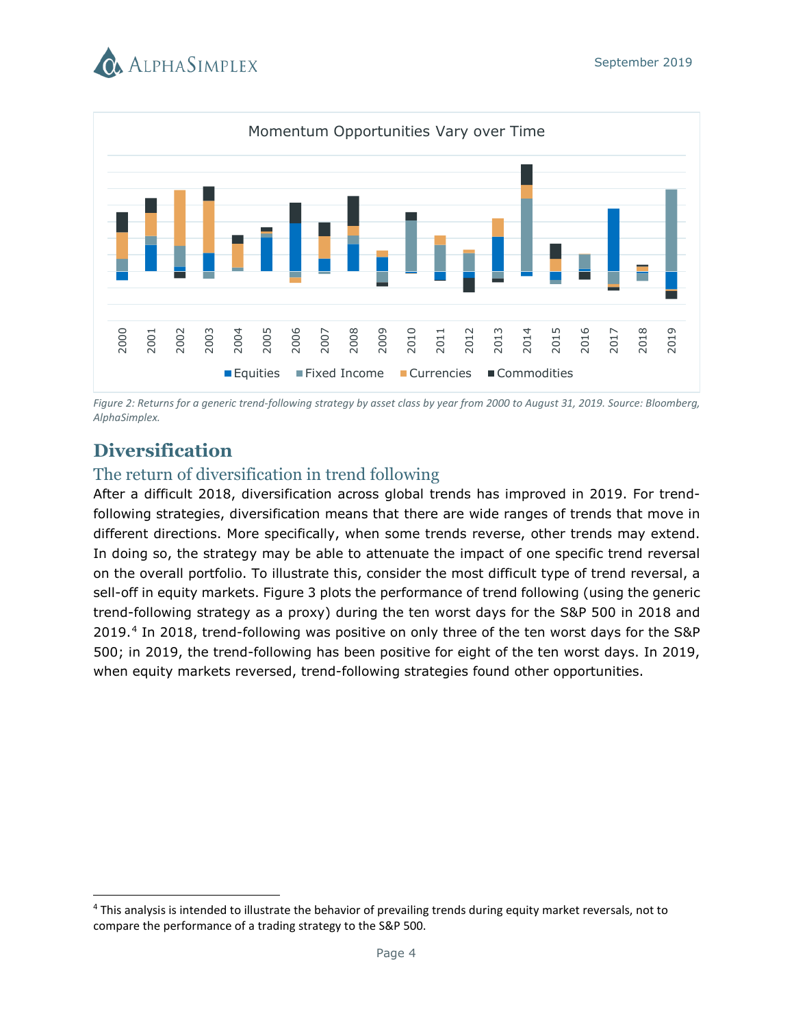Momentum Opportunities Vary over Time

*Figure 2: Returns for a generic trend-following strategy by asset class by year from 2000 to August 31, 2019. Source: Bloomberg, AlphaSimplex.*

# Diversification

## The return of diversification in trend following

After a difficult 2018, diversification across global trends has improved in 2019. For trend-following strategies, diversification means that there are wide ranges of trends that move in different directions. More specifically, when some trends reverse, other trends may extend. In doing so, the strategy may be able to attenuate the impact of one specific trend reversal on the overall portfolio. To illustrate this, consider the most difficult type of trend reversal, a sell-off in equity markets. Figure 3 plots the performance of trend following (using the generic trend-following strategy as a proxy) during the ten worst days for the S&P 500 in 2018 and 2019.[4] In 2018, trend-following was positive on only three of the ten worst days for the S&P 500; in 2019, the trend-following has been positive for eight of the ten worst days. In 2019, when equity markets reversed, trend-following strategies found other opportunities.

---

[4] This analysis is intended to illustrate the behavior of prevailing trends during equity market reversals, not to compare the performance of a trading strategy to the S&P 500.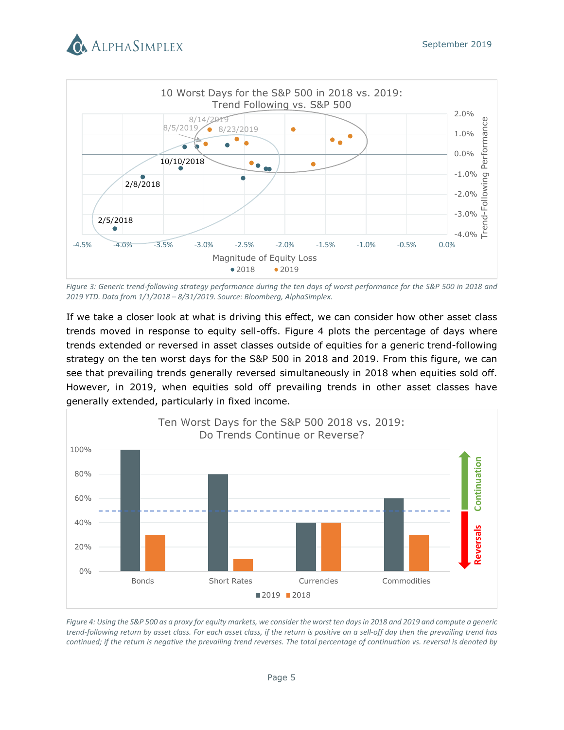*Figure 3: Generic trend-following strategy performance during the ten days of worst performance for the S&P 500 in 2018 and 2019 YTD. Data from 1/1/2018 – 8/31/2019. Source: Bloomberg, AlphaSimplex.*

If we take a closer look at what is driving this effect, we can consider how other asset class trends moved in response to equity sell-offs. Figure 4 plots the percentage of days where trends extended or reversed in asset classes outside of equities for a generic trend-following strategy on the ten worst days for the S&P 500 in 2018 and 2019. From this figure, we can see that prevailing trends generally reversed simultaneously in 2018 when equities sold off. However, in 2019, when equities sold off prevailing trends in other asset classes have generally extended, particularly in fixed income.

*Figure 4: Using the S&P 500 as a proxy for equity markets, we consider the worst ten days in 2018 and 2019 and compute a generic trend-following return by asset class. For each asset class, if the return is positive on a sell-off day then the prevailing trend has continued; if the return is negative the prevailing trend reverses. The total percentage of continuation vs. reversal is denoted by*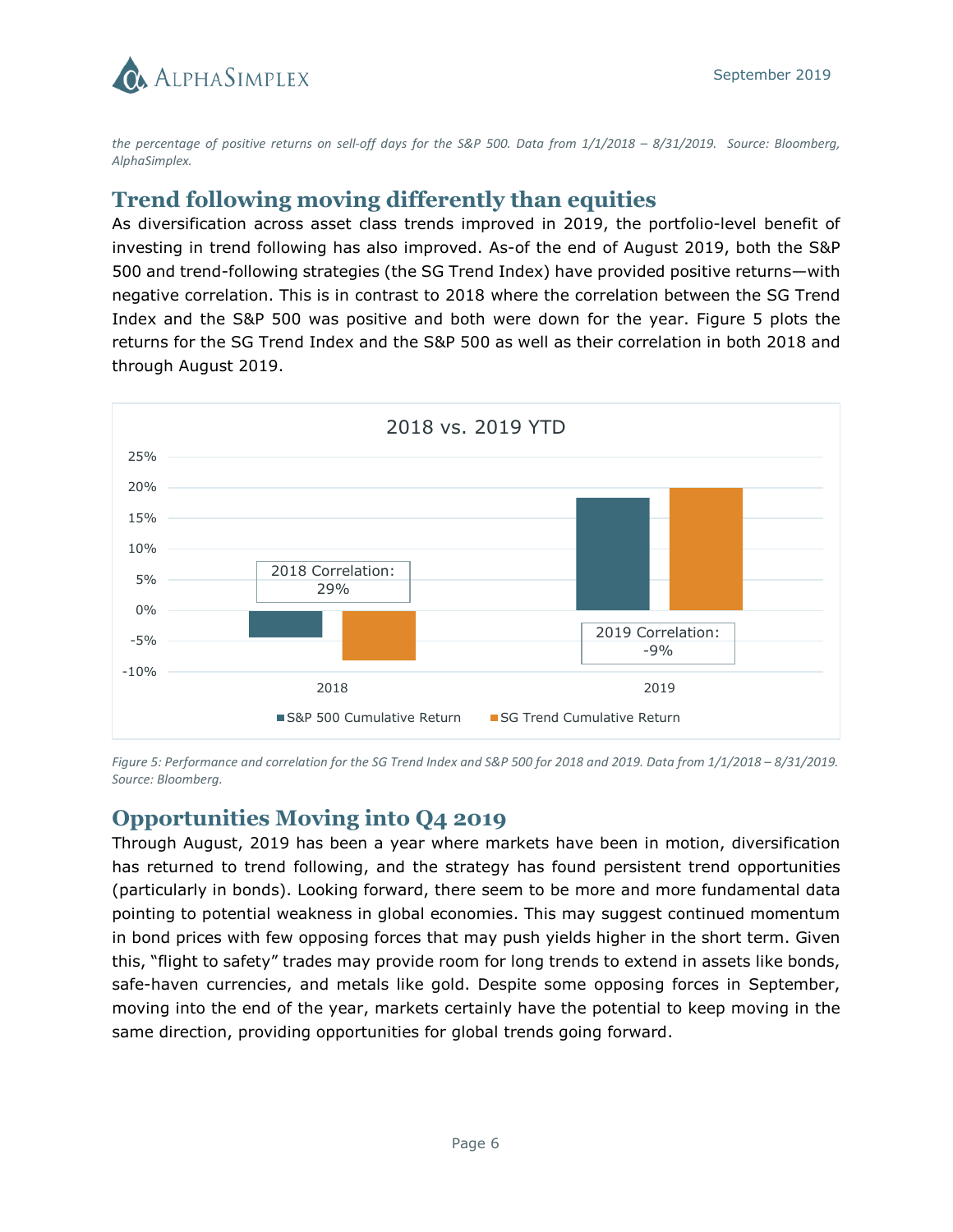the percentage of positive returns on sell-off days for the S&P 500. Data from 1/1/2018 – 8/31/2019. Source: Bloomberg, AlphaSimplex.*

## Trend following moving differently than equities

As diversification across asset class trends improved in 2019, the portfolio-level benefit of investing in trend following has also improved. As-of the end of August 2019, both the S&P 500 and trend-following strategies (the SG Trend Index) have provided positive returns—with negative correlation. This is in contrast to 2018 where the correlation between the SG Trend Index and the S&P 500 was positive and both were down for the year. Figure 5 plots the returns for the SG Trend Index and the S&P 500 as well as their correlation in both 2018 and through August 2019.

2018 vs. 2019 YTD

2018 Correlation: 29%

2019 Correlation: -9%

S&P 500 Cumulative Return | SG Trend Cumulative Return

*Figure 5: Performance and correlation for the SG Trend Index and S&P 500 for 2018 and 2019. Data from 1/1/2018 – 8/31/2019. Source: Bloomberg.*

## Opportunities Moving into Q4 2019

Through August, 2019 has been a year where markets have been in motion, diversification has returned to trend following, and the strategy has found persistent trend opportunities (particularly in bonds). Looking forward, there seem to be more and more fundamental data pointing to potential weakness in global economies. This may suggest continued momentum in bond prices with few opposing forces that may push yields higher in the short term. Given this, "flight to safety" trades may provide room for long trends to extend in assets like bonds, safe-haven currencies, and metals like gold. Despite some opposing forces in September, moving into the end of the year, markets certainly have the potential to keep moving in the same direction, providing opportunities for global trends going forward.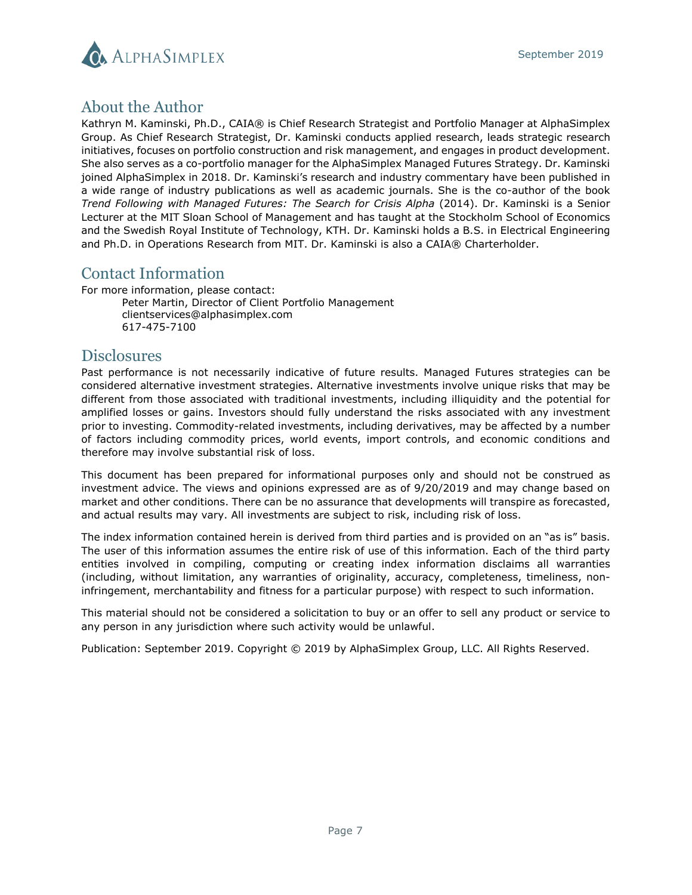## About the Author

Kathryn M. Kaminski, Ph.D., CAIA® is Chief Research Strategist and Portfolio Manager at AlphaSimplex Group. As Chief Research Strategist, Dr. Kaminski conducts applied research, leads strategic research initiatives, focuses on portfolio construction and risk management, and engages in product development. She also serves as a co-portfolio manager for the AlphaSimplex Managed Futures Strategy. Dr. Kaminski joined AlphaSimplex in 2018. Dr. Kaminski's research and industry commentary have been published in a wide range of industry publications as well as academic journals. She is the co-author of the book *Trend Following with Managed Futures: The Search for Crisis Alpha* (2014). Dr. Kaminski is a Senior Lecturer at the MIT Sloan School of Management and has taught at the Stockholm School of Economics and the Swedish Royal Institute of Technology, KTH. Dr. Kaminski holds a B.S. in Electrical Engineering and Ph.D. in Operations Research from MIT. Dr. Kaminski is also a CAIA® Charterholder.

## Contact Information

For more information, please contact:

Peter Martin, Director of Client Portfolio Management
clientservices@alphasimplex.com
617-475-7100

## Disclosures

Past performance is not necessarily indicative of future results. Managed Futures strategies can be considered alternative investment strategies. Alternative investments involve unique risks that may be different from those associated with traditional investments, including illiquidity and the potential for amplified losses or gains. Investors should fully understand the risks associated with any investment prior to investing. Commodity-related investments, including derivatives, may be affected by a number of factors including commodity prices, world events, import controls, and economic conditions and therefore may involve substantial risk of loss.

This document has been prepared for informational purposes only and should not be construed as investment advice. The views and opinions expressed are as of 9/20/2019 and may change based on market and other conditions. There can be no assurance that developments will transpire as forecasted, and actual results may vary. All investments are subject to risk, including risk of loss.

The index information contained herein is derived from third parties and is provided on an "as is" basis. The user of this information assumes the entire risk of use of this information. Each of the third party entities involved in compiling, computing or creating index information disclaims all warranties (including, without limitation, any warranties of originality, accuracy, completeness, timeliness, non-infringement, merchantability and fitness for a particular purpose) with respect to such information.

This material should not be considered a solicitation to buy or an offer to sell any product or service to any person in any jurisdiction where such activity would be unlawful.

Publication: September 2019. Copyright © 2019 by AlphaSimplex Group, LLC. All Rights Reserved.